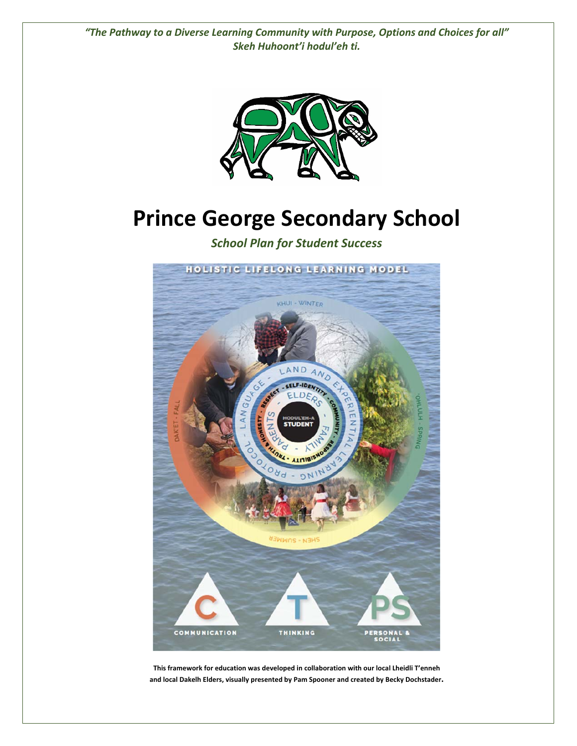*"The Pathway to a Diverse Learning Community with Purpose, Options and Choices for all"*
*Skeh Huhoont'i hodul'eh ti.*

# Prince George Secondary School

## *School Plan for Student Success*

**This framework for education was developed in collaboration with our local Lheidli T'enneh and local Dakelh Elders, visually presented by Pam Spooner and created by Becky Dochstader.**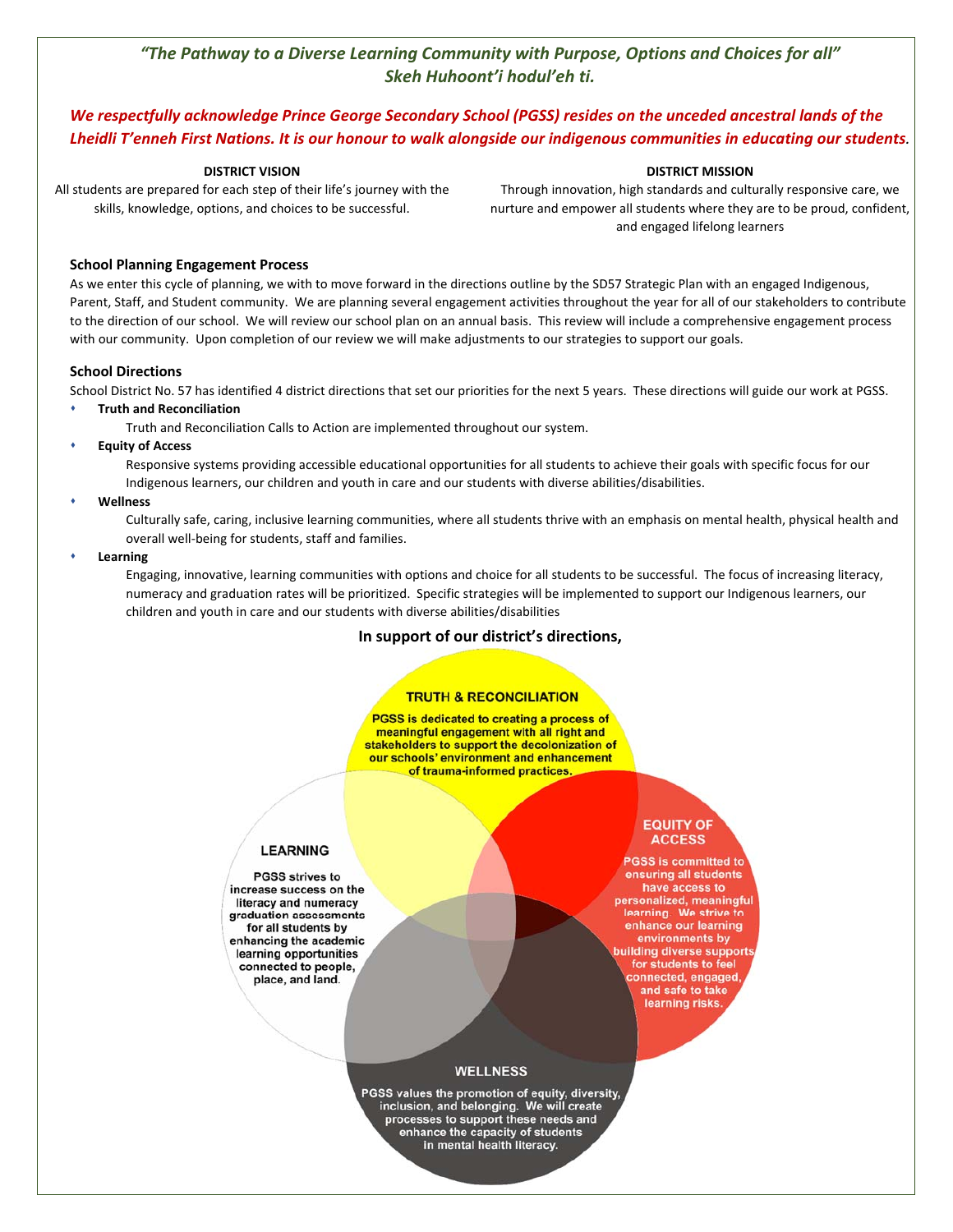*"The Pathway to a Diverse Learning Community with Purpose, Options and Choices for all"*
*Skeh Huhoont'i hodul'eh ti.*

***We respectfully acknowledge Prince George Secondary School (PGSS) resides on the unceded ancestral lands of the Lheidli T'enneh First Nations. It is our honour to walk alongside our indigenous communities in educating our students.***

**DISTRICT VISION**

All students are prepared for each step of their life's journey with the skills, knowledge, options, and choices to be successful.

**DISTRICT MISSION**

Through innovation, high standards and culturally responsive care, we nurture and empower all students where they are to be proud, confident, and engaged lifelong learners

### School Planning Engagement Process

As we enter this cycle of planning, we with to move forward in the directions outline by the SD57 Strategic Plan with an engaged Indigenous, Parent, Staff, and Student community. We are planning several engagement activities throughout the year for all of our stakeholders to contribute to the direction of our school. We will review our school plan on an annual basis. This review will include a comprehensive engagement process with our community. Upon completion of our review we will make adjustments to our strategies to support our goals.

### School Directions

School District No. 57 has identified 4 district directions that set our priorities for the next 5 years. These directions will guide our work at PGSS.

- **Truth and Reconciliation**
  Truth and Reconciliation Calls to Action are implemented throughout our system.
- **Equity of Access**
  Responsive systems providing accessible educational opportunities for all students to achieve their goals with specific focus for our Indigenous learners, our children and youth in care and our students with diverse abilities/disabilities.
- **Wellness**
  Culturally safe, caring, inclusive learning communities, where all students thrive with an emphasis on mental health, physical health and overall well-being for students, staff and families.
- **Learning**
  Engaging, innovative, learning communities with options and choice for all students to be successful. The focus of increasing literacy, numeracy and graduation rates will be prioritized. Specific strategies will be implemented to support our Indigenous learners, our children and youth in care and our students with diverse abilities/disabilities

**In support of our district's directions,**

TRUTH & RECONCILIATION

PGSS is dedicated to creating a process of meaningful engagement with all right and stakeholders to support the decolonization of our schools' environment and enhancement of trauma-informed practices.

LEARNING

PGSS strives to increase success on the literacy and numeracy graduation assessments for all students by enhancing the academic learning opportunities connected to people, place, and land.

EQUITY OF ACCESS

PGSS is committed to ensuring all students have access to personalized, meaningful learning. We strive to enhance our learning environments by building diverse supports for students to feel connected, engaged, and safe to take learning risks.

WELLNESS

PGSS values the promotion of equity, diversity, inclusion, and belonging. We will create processes to support these needs and enhance the capacity of students in mental health literacy.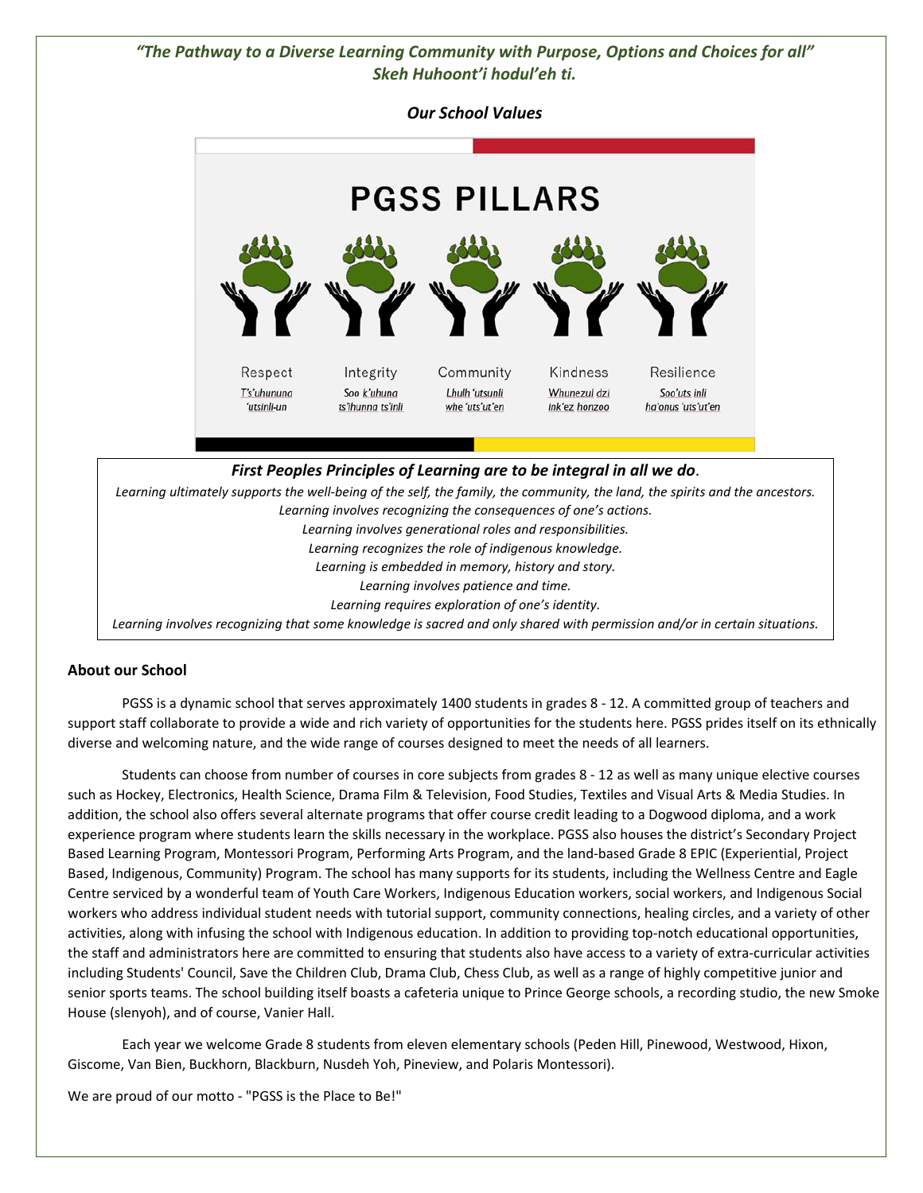*"The Pathway to a Diverse Learning Community with Purpose, Options and Choices for all"*
*Skeh Huhoont'i hodul'eh ti.*

***Our School Values***

# PGSS PILLARS

| Respect | Integrity | Community | Kindness | Resilience |
|---|---|---|---|---|
| *T's'uhununa 'utsinli-un* | *Soo k'uhuna ts'ihunna ts'inli* | *Lhulh 'utsunli whe 'uts'ut'en* | *Whunezul dzi ink'ez honzoo* | *Soo'uts inli ha'onus 'uts'ut'en* |

***First Peoples Principles of Learning are to be integral in all we do***.

*Learning ultimately supports the well-being of the self, the family, the community, the land, the spirits and the ancestors.*
*Learning involves recognizing the consequences of one's actions.*
*Learning involves generational roles and responsibilities.*
*Learning recognizes the role of indigenous knowledge.*
*Learning is embedded in memory, history and story.*
*Learning involves patience and time.*
*Learning requires exploration of one's identity.*
*Learning involves recognizing that some knowledge is sacred and only shared with permission and/or in certain situations.*

**About our School**

PGSS is a dynamic school that serves approximately 1400 students in grades 8 - 12. A committed group of teachers and support staff collaborate to provide a wide and rich variety of opportunities for the students here. PGSS prides itself on its ethnically diverse and welcoming nature, and the wide range of courses designed to meet the needs of all learners.

Students can choose from number of courses in core subjects from grades 8 - 12 as well as many unique elective courses such as Hockey, Electronics, Health Science, Drama Film & Television, Food Studies, Textiles and Visual Arts & Media Studies. In addition, the school also offers several alternate programs that offer course credit leading to a Dogwood diploma, and a work experience program where students learn the skills necessary in the workplace. PGSS also houses the district's Secondary Project Based Learning Program, Montessori Program, Performing Arts Program, and the land-based Grade 8 EPIC (Experiential, Project Based, Indigenous, Community) Program. The school has many supports for its students, including the Wellness Centre and Eagle Centre serviced by a wonderful team of Youth Care Workers, Indigenous Education workers, social workers, and Indigenous Social workers who address individual student needs with tutorial support, community connections, healing circles, and a variety of other activities, along with infusing the school with Indigenous education. In addition to providing top-notch educational opportunities, the staff and administrators here are committed to ensuring that students also have access to a variety of extra-curricular activities including Students' Council, Save the Children Club, Drama Club, Chess Club, as well as a range of highly competitive junior and senior sports teams. The school building itself boasts a cafeteria unique to Prince George schools, a recording studio, the new Smoke House (slenyoh), and of course, Vanier Hall.

Each year we welcome Grade 8 students from eleven elementary schools (Peden Hill, Pinewood, Westwood, Hixon, Giscome, Van Bien, Buckhorn, Blackburn, Nusdeh Yoh, Pineview, and Polaris Montessori).

We are proud of our motto - "PGSS is the Place to Be!"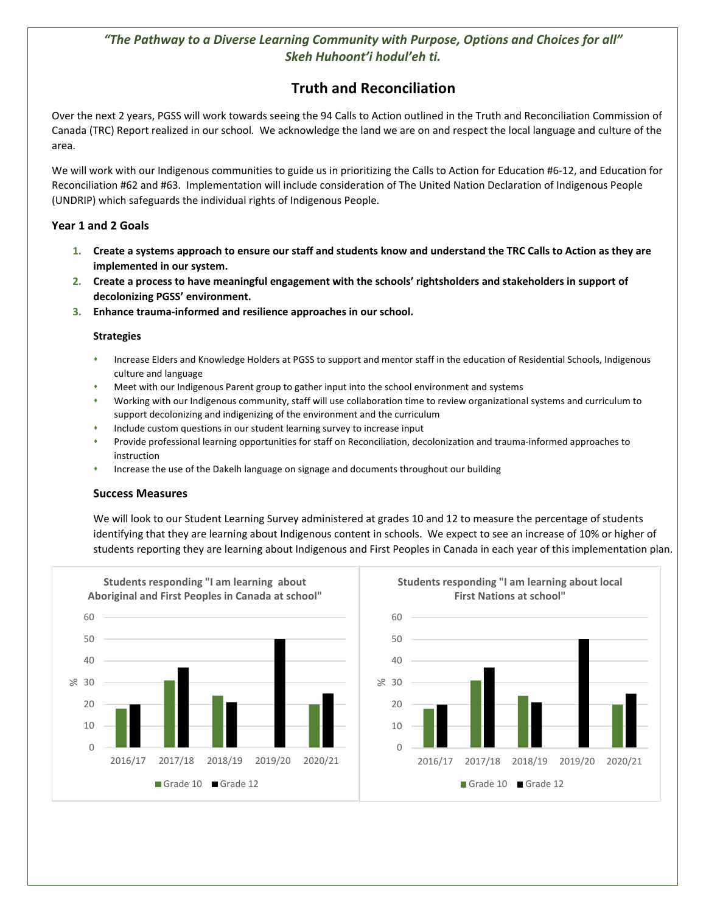*"The Pathway to a Diverse Learning Community with Purpose, Options and Choices for all"*
*Skeh Huhoont'i hodul'eh ti.*

## Truth and Reconciliation

Over the next 2 years, PGSS will work towards seeing the 94 Calls to Action outlined in the Truth and Reconciliation Commission of Canada (TRC) Report realized in our school. We acknowledge the land we are on and respect the local language and culture of the area.

We will work with our Indigenous communities to guide us in prioritizing the Calls to Action for Education #6-12, and Education for Reconciliation #62 and #63. Implementation will include consideration of The United Nation Declaration of Indigenous People (UNDRIP) which safeguards the individual rights of Indigenous People.

### Year 1 and 2 Goals

1. **Create a systems approach to ensure our staff and students know and understand the TRC Calls to Action as they are implemented in our system.**
2. **Create a process to have meaningful engagement with the schools' rightsholders and stakeholders in support of decolonizing PGSS' environment.**
3. **Enhance trauma-informed and resilience approaches in our school.**

#### Strategies

- Increase Elders and Knowledge Holders at PGSS to support and mentor staff in the education of Residential Schools, Indigenous culture and language
- Meet with our Indigenous Parent group to gather input into the school environment and systems
- Working with our Indigenous community, staff will use collaboration time to review organizational systems and curriculum to support decolonizing and indigenizing of the environment and the curriculum
- Include custom questions in our student learning survey to increase input
- Provide professional learning opportunities for staff on Reconciliation, decolonization and trauma-informed approaches to instruction
- Increase the use of the Dakelh language on signage and documents throughout our building

#### Success Measures

We will look to our Student Learning Survey administered at grades 10 and 12 to measure the percentage of students identifying that they are learning about Indigenous content in schools. We expect to see an increase of 10% or higher of students reporting they are learning about Indigenous and First Peoples in Canada in each year of this implementation plan.

Students responding "I am learning about Aboriginal and First Peoples in Canada at school"

%
0
10
20
30
40
50
60

2016/17
2017/18
2018/19
2019/20
2020/21

Grade 10
Grade 12

Students responding "I am learning about local First Nations at school"

%
0
10
20
30
40
50
60

2016/17
2017/18
2018/19
2019/20
2020/21

Grade 10
Grade 12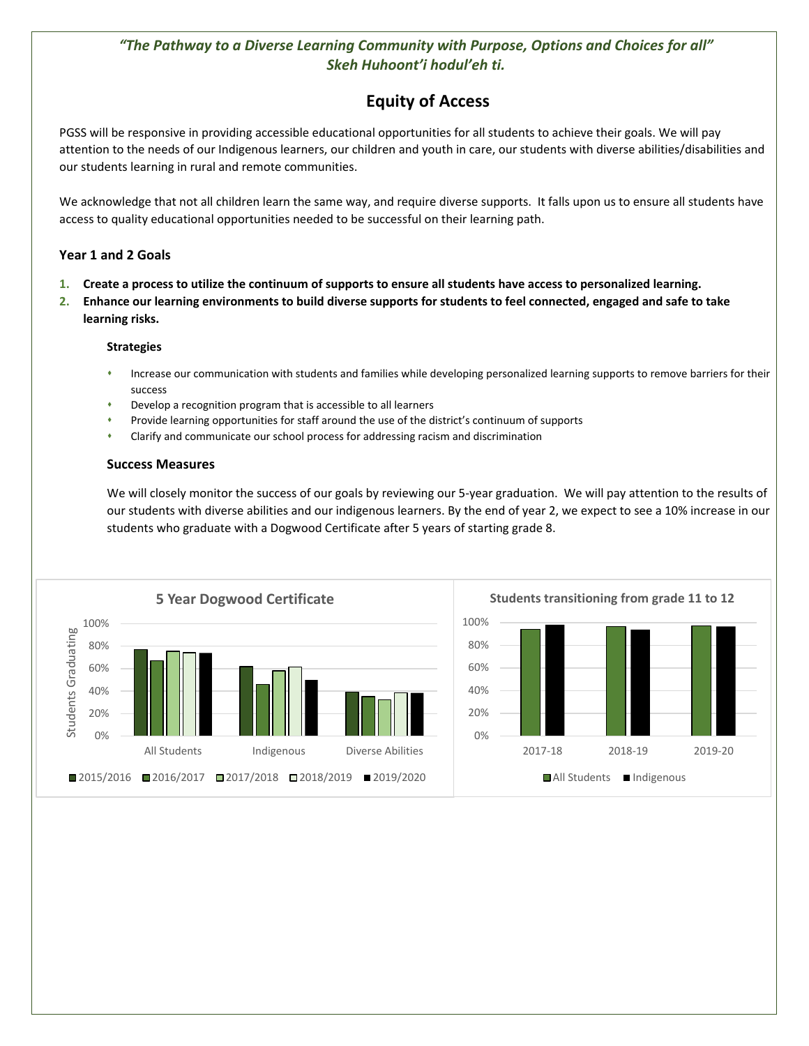*"The Pathway to a Diverse Learning Community with Purpose, Options and Choices for all"*
*Skeh Huhoont'i hodul'eh ti.*

# Equity of Access

PGSS will be responsive in providing accessible educational opportunities for all students to achieve their goals. We will pay attention to the needs of our Indigenous learners, our children and youth in care, our students with diverse abilities/disabilities and our students learning in rural and remote communities.

We acknowledge that not all children learn the same way, and require diverse supports. It falls upon us to ensure all students have access to quality educational opportunities needed to be successful on their learning path.

### Year 1 and 2 Goals

1. **Create a process to utilize the continuum of supports to ensure all students have access to personalized learning.**
2. **Enhance our learning environments to build diverse supports for students to feel connected, engaged and safe to take learning risks.**

#### Strategies

- Increase our communication with students and families while developing personalized learning supports to remove barriers for their success
- Develop a recognition program that is accessible to all learners
- Provide learning opportunities for staff around the use of the district's continuum of supports
- Clarify and communicate our school process for addressing racism and discrimination

#### Success Measures

We will closely monitor the success of our goals by reviewing our 5-year graduation. We will pay attention to the results of our students with diverse abilities and our indigenous learners. By the end of year 2, we expect to see a 10% increase in our students who graduate with a Dogwood Certificate after 5 years of starting grade 8.

5 Year Dogwood Certificate

Students Graduating

100%
80%
60%
40%
20%
0%

All Students
Indigenous
Diverse Abilities

2015/2016 2016/2017 2017/2018 2018/2019 2019/2020

Students transitioning from grade 11 to 12

100%
80%
60%
40%
20%
0%

2017-18
2018-19
2019-20

All Students Indigenous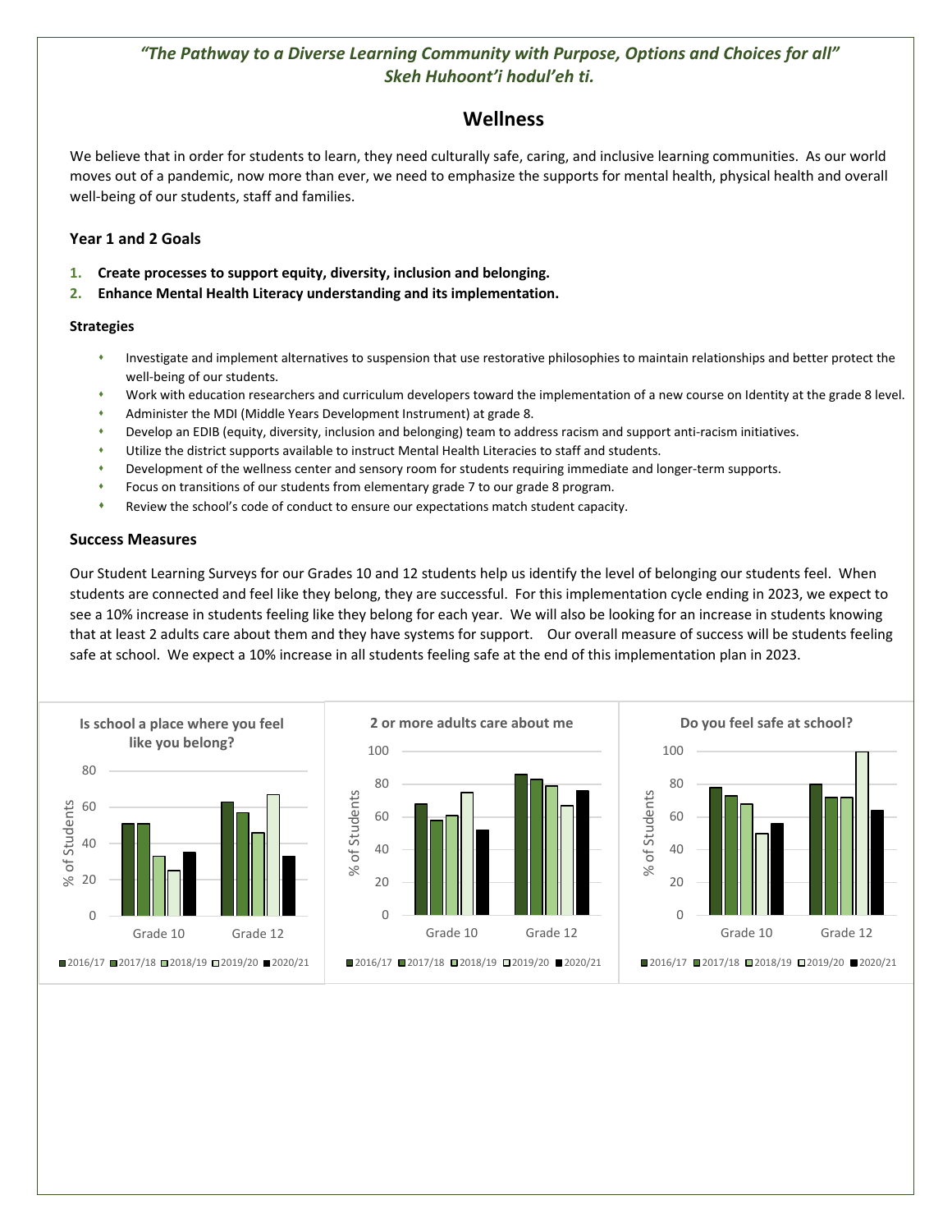*"The Pathway to a Diverse Learning Community with Purpose, Options and Choices for all"*
*Skeh Huhoont'i hodul'eh ti.*

## Wellness

We believe that in order for students to learn, they need culturally safe, caring, and inclusive learning communities. As our world moves out of a pandemic, now more than ever, we need to emphasize the supports for mental health, physical health and overall well-being of our students, staff and families.

### Year 1 and 2 Goals

1. **Create processes to support equity, diversity, inclusion and belonging.**
2. **Enhance Mental Health Literacy understanding and its implementation.**

#### Strategies

- Investigate and implement alternatives to suspension that use restorative philosophies to maintain relationships and better protect the well-being of our students.
- Work with education researchers and curriculum developers toward the implementation of a new course on Identity at the grade 8 level.
- Administer the MDI (Middle Years Development Instrument) at grade 8.
- Develop an EDIB (equity, diversity, inclusion and belonging) team to address racism and support anti-racism initiatives.
- Utilize the district supports available to instruct Mental Health Literacies to staff and students.
- Development of the wellness center and sensory room for students requiring immediate and longer-term supports.
- Focus on transitions of our students from elementary grade 7 to our grade 8 program.
- Review the school's code of conduct to ensure our expectations match student capacity.

### Success Measures

Our Student Learning Surveys for our Grades 10 and 12 students help us identify the level of belonging our students feel. When students are connected and feel like they belong, they are successful. For this implementation cycle ending in 2023, we expect to see a 10% increase in students feeling like they belong for each year. We will also be looking for an increase in students knowing that at least 2 adults care about them and they have systems for support. Our overall measure of success will be students feeling safe at school. We expect a 10% increase in all students feeling safe at the end of this implementation plan in 2023.

Is school a place where you feel like you belong?
% of Students
0
20
40
60
80
Grade 10
Grade 12
2016/17 2017/18 2018/19 2019/20 2020/21

2 or more adults care about me
% of Students
0
20
40
60
80
100
Grade 10
Grade 12
2016/17 2017/18 2018/19 2019/20 2020/21

Do you feel safe at school?
% of Students
0
20
40
60
80
100
Grade 10
Grade 12
2016/17 2017/18 2018/19 2019/20 2020/21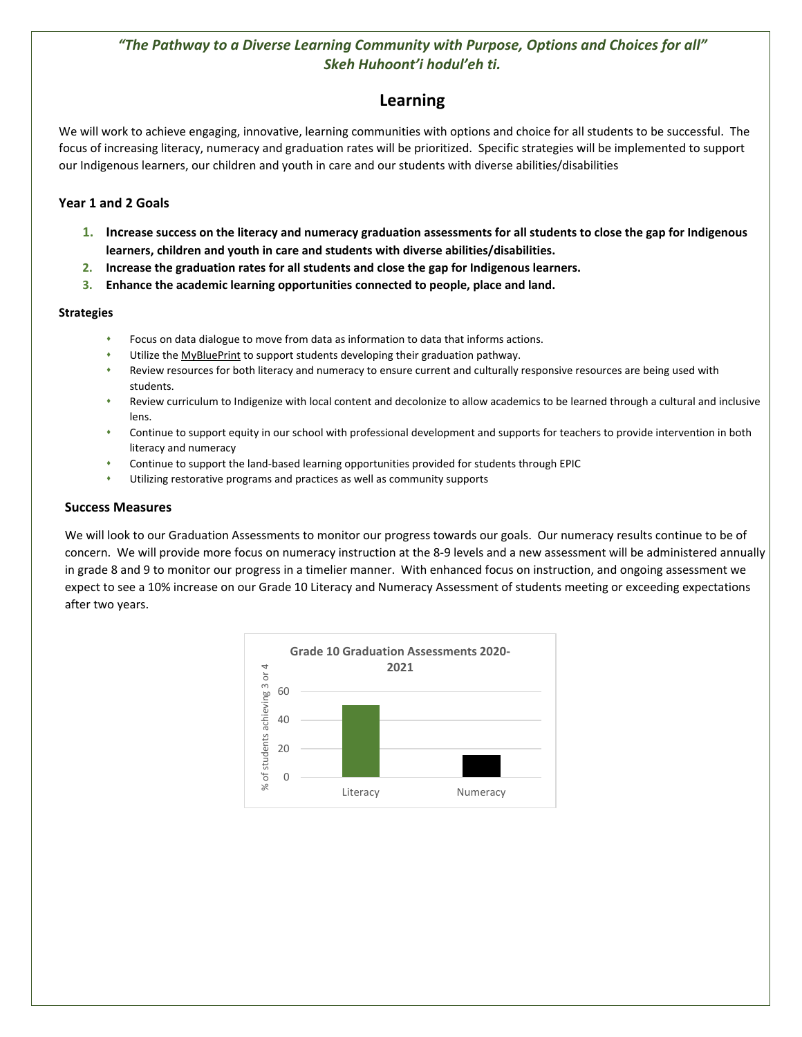*"The Pathway to a Diverse Learning Community with Purpose, Options and Choices for all"*
*Skeh Huhoont'i hodul'eh ti.*

# Learning

We will work to achieve engaging, innovative, learning communities with options and choice for all students to be successful. The focus of increasing literacy, numeracy and graduation rates will be prioritized. Specific strategies will be implemented to support our Indigenous learners, our children and youth in care and our students with diverse abilities/disabilities

### Year 1 and 2 Goals

1. **Increase success on the literacy and numeracy graduation assessments for all students to close the gap for Indigenous learners, children and youth in care and students with diverse abilities/disabilities.**
2. **Increase the graduation rates for all students and close the gap for Indigenous learners.**
3. **Enhance the academic learning opportunities connected to people, place and land.**

#### Strategies

- Focus on data dialogue to move from data as information to data that informs actions.
- Utilize the MyBluePrint to support students developing their graduation pathway.
- Review resources for both literacy and numeracy to ensure current and culturally responsive resources are being used with students.
- Review curriculum to Indigenize with local content and decolonize to allow academics to be learned through a cultural and inclusive lens.
- Continue to support equity in our school with professional development and supports for teachers to provide intervention in both literacy and numeracy
- Continue to support the land-based learning opportunities provided for students through EPIC
- Utilizing restorative programs and practices as well as community supports

### Success Measures

We will look to our Graduation Assessments to monitor our progress towards our goals. Our numeracy results continue to be of concern. We will provide more focus on numeracy instruction at the 8-9 levels and a new assessment will be administered annually in grade 8 and 9 to monitor our progress in a timelier manner. With enhanced focus on instruction, and ongoing assessment we expect to see a 10% increase on our Grade 10 Literacy and Numeracy Assessment of students meeting or exceeding expectations after two years.

Grade 10 Graduation Assessments 2020-2021

% of students achieving 3 or 4

60
40
20
0

Literacy
Numeracy